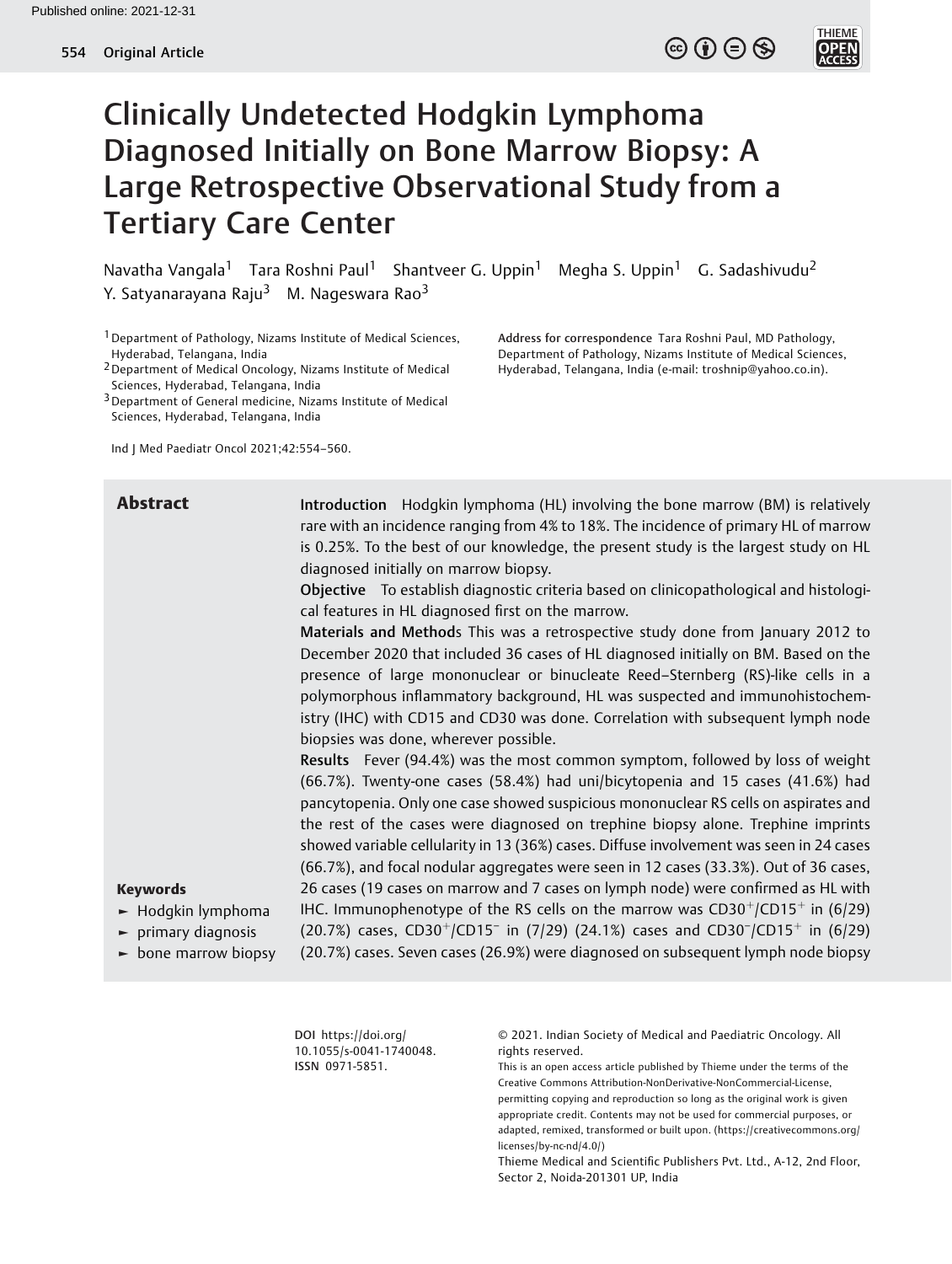# Clinically Undetected Hodgkin Lymphoma Diagnosed Initially on Bone Marrow Biopsy: A Large Retrospective Observational Study from a Tertiary Care Center

Navatha Vangala[1] Tara Roshni Paul[1] Shantveer G. Uppin[1] Megha S. Uppin[1] G. Sadashivudu[2] Y. Satyanarayana Raju[3] M. Nageswara Rao[3]

[1] Department of Pathology, Nizams Institute of Medical Sciences, Hyderabad, Telangana, India
[2] Department of Medical Oncology, Nizams Institute of Medical Sciences, Hyderabad, Telangana, India
[3] Department of General medicine, Nizams Institute of Medical Sciences, Hyderabad, Telangana, India

**Address for correspondence** Tara Roshni Paul, MD Pathology, Department of Pathology, Nizams Institute of Medical Sciences, Hyderabad, Telangana, India (e-mail: troshnip@yahoo.co.in).

Ind J Med Paediatr Oncol 2021;42:554–560.

## Abstract

**Introduction** Hodgkin lymphoma (HL) involving the bone marrow (BM) is relatively rare with an incidence ranging from 4% to 18%. The incidence of primary HL of marrow is 0.25%. To the best of our knowledge, the present study is the largest study on HL diagnosed initially on marrow biopsy.

**Objective** To establish diagnostic criteria based on clinicopathological and histological features in HL diagnosed first on the marrow.

**Materials and Methods** This was a retrospective study done from January 2012 to December 2020 that included 36 cases of HL diagnosed initially on BM. Based on the presence of large mononuclear or binucleate Reed–Sternberg (RS)-like cells in a polymorphous inflammatory background, HL was suspected and immunohistochemistry (IHC) with CD15 and CD30 was done. Correlation with subsequent lymph node biopsies was done, wherever possible.

**Results** Fever (94.4%) was the most common symptom, followed by loss of weight (66.7%). Twenty-one cases (58.4%) had uni/bicytopenia and 15 cases (41.6%) had pancytopenia. Only one case showed suspicious mononuclear RS cells on aspirates and the rest of the cases were diagnosed on trephine biopsy alone. Trephine imprints showed variable cellularity in 13 (36%) cases. Diffuse involvement was seen in 24 cases (66.7%), and focal nodular aggregates were seen in 12 cases (33.3%). Out of 36 cases, 26 cases (19 cases on marrow and 7 cases on lymph node) were confirmed as HL with IHC. Immunophenotype of the RS cells on the marrow was $CD30^{+}/CD15^{+}$ in (6/29) (20.7%) cases, $CD30^{+}/CD15^{-}$ in (7/29) (24.1%) cases and $CD30^{-}/CD15^{+}$ in (6/29) (20.7%) cases. Seven cases (26.9%) were diagnosed on subsequent lymph node biopsy

**Keywords**
- Hodgkin lymphoma
- primary diagnosis
- bone marrow biopsy

**DOI** https://doi.org/10.1055/s-0041-1740048.
**ISSN** 0971-5851.

© 2021. Indian Society of Medical and Paediatric Oncology. All rights reserved.
This is an open access article published by Thieme under the terms of the Creative Commons Attribution-NonDerivative-NonCommercial-License, permitting copying and reproduction so long as the original work is given appropriate credit. Contents may not be used for commercial purposes, or adapted, remixed, transformed or built upon. (https://creativecommons.org/licenses/by-nc-nd/4.0/)
Thieme Medical and Scientific Publishers Pvt. Ltd., A-12, 2nd Floor, Sector 2, Noida-201301 UP, India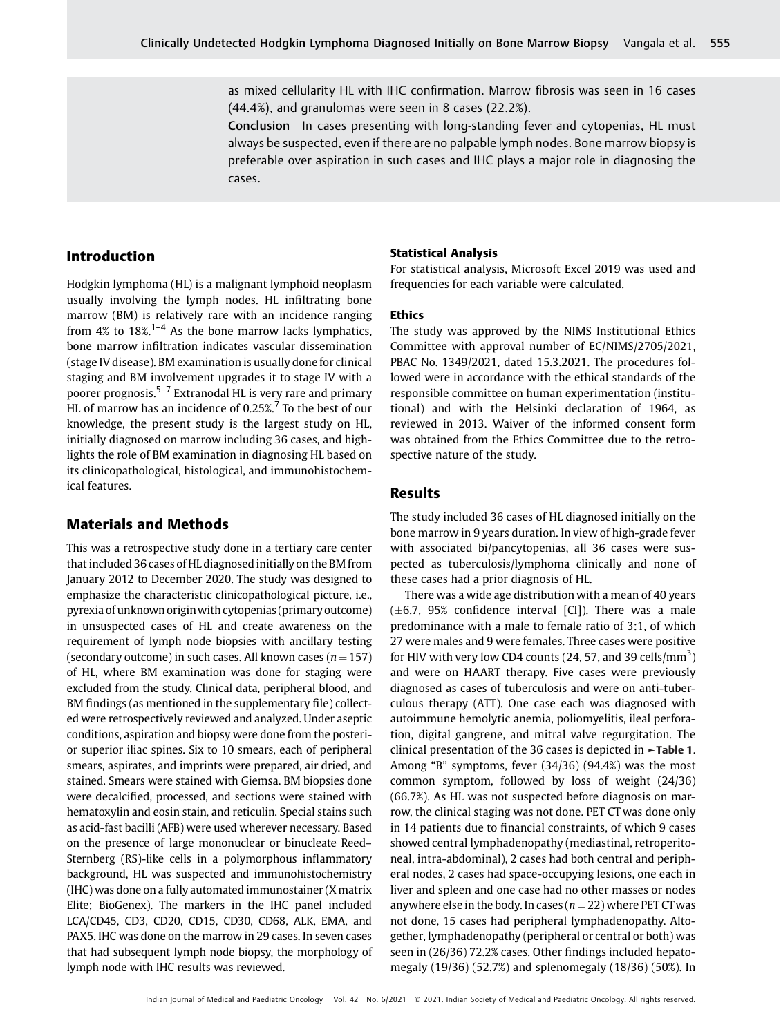as mixed cellularity HL with IHC confirmation. Marrow fibrosis was seen in 16 cases (44.4%), and granulomas were seen in 8 cases (22.2%).

**Conclusion** In cases presenting with long-standing fever and cytopenias, HL must always be suspected, even if there are no palpable lymph nodes. Bone marrow biopsy is preferable over aspiration in such cases and IHC plays a major role in diagnosing the cases.

## Introduction

Hodgkin lymphoma (HL) is a malignant lymphoid neoplasm usually involving the lymph nodes. HL infiltrating bone marrow (BM) is relatively rare with an incidence ranging from 4% to 18%.[1–4] As the bone marrow lacks lymphatics, bone marrow infiltration indicates vascular dissemination (stage IV disease). BM examination is usually done for clinical staging and BM involvement upgrades it to stage IV with a poorer prognosis.[5–7] Extranodal HL is very rare and primary HL of marrow has an incidence of 0.25%.[7] To the best of our knowledge, the present study is the largest study on HL, initially diagnosed on marrow including 36 cases, and highlights the role of BM examination in diagnosing HL based on its clinicopathological, histological, and immunohistochemical features.

## Materials and Methods

This was a retrospective study done in a tertiary care center that included 36 cases of HL diagnosed initially on the BM from January 2012 to December 2020. The study was designed to emphasize the characteristic clinicopathological picture, i.e., pyrexia of unknown origin with cytopenias (primary outcome) in unsuspected cases of HL and create awareness on the requirement of lymph node biopsies with ancillary testing (secondary outcome) in such cases. All known cases ($n = 157$) of HL, where BM examination was done for staging were excluded from the study. Clinical data, peripheral blood, and BM findings (as mentioned in the supplementary file) collected were retrospectively reviewed and analyzed. Under aseptic conditions, aspiration and biopsy were done from the posterior superior iliac spines. Six to 10 smears, each of peripheral smears, aspirates, and imprints were prepared, air dried, and stained. Smears were stained with Giemsa. BM biopsies done were decalcified, processed, and sections were stained with hematoxylin and eosin stain, and reticulin. Special stains such as acid-fast bacilli (AFB) were used wherever necessary. Based on the presence of large mononuclear or binucleate Reed–Sternberg (RS)-like cells in a polymorphous inflammatory background, HL was suspected and immunohistochemistry (IHC) was done on a fully automated immunostainer (X matrix Elite; BioGenex). The markers in the IHC panel included LCA/CD45, CD3, CD20, CD15, CD30, CD68, ALK, EMA, and PAX5. IHC was done on the marrow in 29 cases. In seven cases that had subsequent lymph node biopsy, the morphology of lymph node with IHC results was reviewed.

### Statistical Analysis

For statistical analysis, Microsoft Excel 2019 was used and frequencies for each variable were calculated.

### Ethics

The study was approved by the NIMS Institutional Ethics Committee with approval number of EC/NIMS/2705/2021, PBAC No. 1349/2021, dated 15.3.2021. The procedures followed were in accordance with the ethical standards of the responsible committee on human experimentation (institutional) and with the Helsinki declaration of 1964, as reviewed in 2013. Waiver of the informed consent form was obtained from the Ethics Committee due to the retrospective nature of the study.

## Results

The study included 36 cases of HL diagnosed initially on the bone marrow in 9 years duration. In view of high-grade fever with associated bi/pancytopenias, all 36 cases were suspected as tuberculosis/lymphoma clinically and none of these cases had a prior diagnosis of HL.

There was a wide age distribution with a mean of 40 years ($\pm 6.7$, 95% confidence interval [CI]). There was a male predominance with a male to female ratio of 3:1, of which 27 were males and 9 were females. Three cases were positive for HIV with very low CD4 counts (24, 57, and 39 cells/mm$^3$) and were on HAART therapy. Five cases were previously diagnosed as cases of tuberculosis and were on anti-tuberculous therapy (ATT). One case each was diagnosed with autoimmune hemolytic anemia, poliomyelitis, ileal perforation, digital gangrene, and mitral valve regurgitation. The clinical presentation of the 36 cases is depicted in ►**Table 1**. Among "B" symptoms, fever (34/36) (94.4%) was the most common symptom, followed by loss of weight (24/36) (66.7%). As HL was not suspected before diagnosis on marrow, the clinical staging was not done. PET CT was done only in 14 patients due to financial constraints, of which 9 cases showed central lymphadenopathy (mediastinal, retroperitoneal, intra-abdominal), 2 cases had both central and peripheral nodes, 2 cases had space-occupying lesions, one each in liver and spleen and one case had no other masses or nodes anywhere else in the body. In cases ($n = 22$) where PET CT was not done, 15 cases had peripheral lymphadenopathy. Altogether, lymphadenopathy (peripheral or central or both) was seen in (26/36) 72.2% cases. Other findings included hepatomegaly (19/36) (52.7%) and splenomegaly (18/36) (50%). In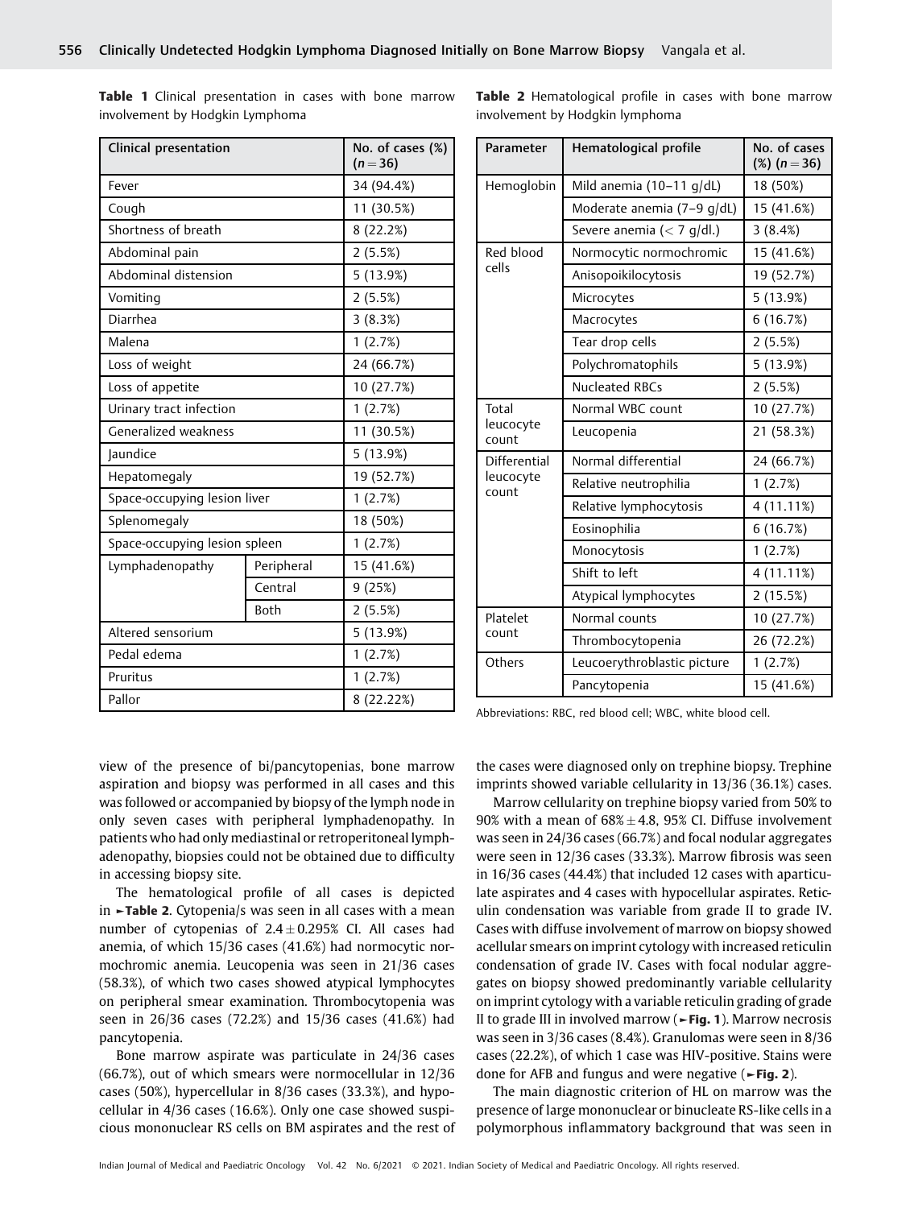**Table 1** Clinical presentation in cases with bone marrow involvement by Hodgkin Lymphoma

| Clinical presentation | | No. of cases (%) (n = 36) |
|---|---|---|
| Fever | | 34 (94.4%) |
| Cough | | 11 (30.5%) |
| Shortness of breath | | 8 (22.2%) |
| Abdominal pain | | 2 (5.5%) |
| Abdominal distension | | 5 (13.9%) |
| Vomiting | | 2 (5.5%) |
| Diarrhea | | 3 (8.3%) |
| Malena | | 1 (2.7%) |
| Loss of weight | | 24 (66.7%) |
| Loss of appetite | | 10 (27.7%) |
| Urinary tract infection | | 1 (2.7%) |
| Generalized weakness | | 11 (30.5%) |
| Jaundice | | 5 (13.9%) |
| Hepatomegaly | | 19 (52.7%) |
| Space-occupying lesion liver | | 1 (2.7%) |
| Splenomegaly | | 18 (50%) |
| Space-occupying lesion spleen | | 1 (2.7%) |
| Lymphadenopathy | Peripheral | 15 (41.6%) |
| | Central | 9 (25%) |
| | Both | 2 (5.5%) |
| Altered sensorium | | 5 (13.9%) |
| Pedal edema | | 1 (2.7%) |
| Pruritus | | 1 (2.7%) |
| Pallor | | 8 (22.22%) |

**Table 2** Hematological profile in cases with bone marrow involvement by Hodgkin lymphoma

| Parameter | Hematological profile | No. of cases (%) (n = 36) |
|---|---|---|
| Hemoglobin | Mild anemia (10–11 g/dL) | 18 (50%) |
| | Moderate anemia (7–9 g/dL) | 15 (41.6%) |
| | Severe anemia (< 7 g/dl.) | 3 (8.4%) |
| Red blood cells | Normocytic normochromic | 15 (41.6%) |
| | Anisopoikilocytosis | 19 (52.7%) |
| | Microcytes | 5 (13.9%) |
| | Macrocytes | 6 (16.7%) |
| | Tear drop cells | 2 (5.5%) |
| | Polychromatophils | 5 (13.9%) |
| | Nucleated RBCs | 2 (5.5%) |
| Total leucocyte count | Normal WBC count | 10 (27.7%) |
| | Leucopenia | 21 (58.3%) |
| Differential leucocyte count | Normal differential | 24 (66.7%) |
| | Relative neutrophilia | 1 (2.7%) |
| | Relative lymphocytosis | 4 (11.11%) |
| | Eosinophilia | 6 (16.7%) |
| | Monocytosis | 1 (2.7%) |
| | Shift to left | 4 (11.11%) |
| | Atypical lymphocytes | 2 (15.5%) |
| Platelet count | Normal counts | 10 (27.7%) |
| | Thrombocytopenia | 26 (72.2%) |
| Others | Leucoerythroblastic picture | 1 (2.7%) |
| | Pancytopenia | 15 (41.6%) |

Abbreviations: RBC, red blood cell; WBC, white blood cell.

view of the presence of bi/pancytopenias, bone marrow aspiration and biopsy was performed in all cases and this was followed or accompanied by biopsy of the lymph node in only seven cases with peripheral lymphadenopathy. In patients who had only mediastinal or retroperitoneal lymphadenopathy, biopsies could not be obtained due to difficulty in accessing biopsy site.

The hematological profile of all cases is depicted in ►**Table 2**. Cytopenia/s was seen in all cases with a mean number of cytopenias of $2.4 \pm 0.295\%$ CI. All cases had anemia, of which 15/36 cases (41.6%) had normocytic normochromic anemia. Leucopenia was seen in 21/36 cases (58.3%), of which two cases showed atypical lymphocytes on peripheral smear examination. Thrombocytopenia was seen in 26/36 cases (72.2%) and 15/36 cases (41.6%) had pancytopenia.

Bone marrow aspirate was particulate in 24/36 cases (66.7%), out of which smears were normocellular in 12/36 cases (50%), hypercellular in 8/36 cases (33.3%), and hypocellular in 4/36 cases (16.6%). Only one case showed suspicious mononuclear RS cells on BM aspirates and the rest of the cases were diagnosed only on trephine biopsy. Trephine imprints showed variable cellularity in 13/36 (36.1%) cases.

Marrow cellularity on trephine biopsy varied from 50% to 90% with a mean of $68\% \pm 4.8$, 95% CI. Diffuse involvement was seen in 24/36 cases (66.7%) and focal nodular aggregates were seen in 12/36 cases (33.3%). Marrow fibrosis was seen in 16/36 cases (44.4%) that included 12 cases with aparticulate aspirates and 4 cases with hypocellular aspirates. Reticulin condensation was variable from grade II to grade IV. Cases with diffuse involvement of marrow on biopsy showed acellular smears on imprint cytology with increased reticulin condensation of grade IV. Cases with focal nodular aggregates on biopsy showed predominantly variable cellularity on imprint cytology with a variable reticulin grading of grade II to grade III in involved marrow (►**Fig. 1**). Marrow necrosis was seen in 3/36 cases (8.4%). Granulomas were seen in 8/36 cases (22.2%), of which 1 case was HIV-positive. Stains were done for AFB and fungus and were negative (►**Fig. 2**).

The main diagnostic criterion of HL on marrow was the presence of large mononuclear or binucleate RS-like cells in a polymorphous inflammatory background that was seen in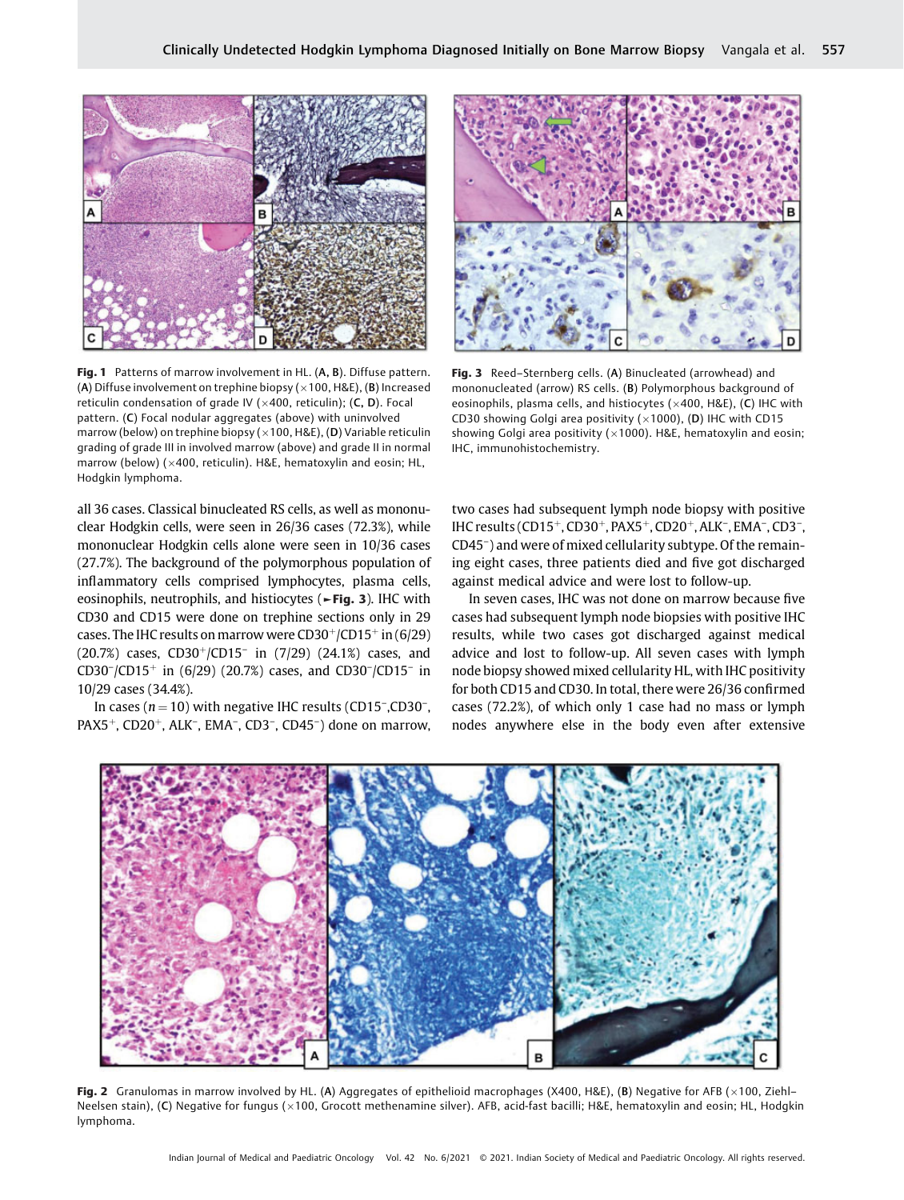Fig. 1 Patterns of marrow involvement in HL. (A, B). Diffuse pattern. (A) Diffuse involvement on trephine biopsy (×100, H&E), (B) Increased reticulin condensation of grade IV (×400, reticulin); (C, D). Focal pattern. (C) Focal nodular aggregates (above) with uninvolved marrow (below) on trephine biopsy (×100, H&E), (D) Variable reticulin grading of grade III in involved marrow (above) and grade II in normal marrow (below) (×400, reticulin). H&E, hematoxylin and eosin; HL, Hodgkin lymphoma.

Fig. 3 Reed–Sternberg cells. (A) Binucleated (arrowhead) and mononucleated (arrow) RS cells. (B) Polymorphous background of eosinophils, plasma cells, and histiocytes (×400, H&E), (C) IHC with CD30 showing Golgi area positivity (×1000), (D) IHC with CD15 showing Golgi area positivity (×1000). H&E, hematoxylin and eosin; IHC, immunohistochemistry.

all 36 cases. Classical binucleated RS cells, as well as mononuclear Hodgkin cells, were seen in 26/36 cases (72.3%), while mononuclear Hodgkin cells alone were seen in 10/36 cases (27.7%). The background of the polymorphous population of inflammatory cells comprised lymphocytes, plasma cells, eosinophils, neutrophils, and histiocytes (►Fig. 3). IHC with CD30 and CD15 were done on trephine sections only in 29 cases. The IHC results on marrow were CD30$^{+}$/CD15$^{+}$ in (6/29) (20.7%) cases, CD30$^{+}$/CD15$^{-}$ in (7/29) (24.1%) cases, and CD30$^{-}$/CD15$^{+}$ in (6/29) (20.7%) cases, and CD30$^{-}$/CD15$^{-}$ in 10/29 cases (34.4%).

In cases ($n = 10$) with negative IHC results (CD15$^{-}$,CD30$^{-}$, PAX5$^{+}$, CD20$^{+}$, ALK$^{-}$, EMA$^{-}$, CD3$^{-}$, CD45$^{-}$) done on marrow, two cases had subsequent lymph node biopsy with positive IHC results (CD15$^{+}$, CD30$^{+}$, PAX5$^{+}$, CD20$^{+}$, ALK$^{-}$, EMA$^{-}$, CD3$^{-}$, CD45$^{-}$) and were of mixed cellularity subtype. Of the remaining eight cases, three patients died and five got discharged against medical advice and were lost to follow-up.

In seven cases, IHC was not done on marrow because five cases had subsequent lymph node biopsies with positive IHC results, while two cases got discharged against medical advice and lost to follow-up. All seven cases with lymph node biopsy showed mixed cellularity HL, with IHC positivity for both CD15 and CD30. In total, there were 26/36 confirmed cases (72.2%), of which only 1 case had no mass or lymph nodes anywhere else in the body even after extensive

Fig. 2 Granulomas in marrow involved by HL. (A) Aggregates of epithelioid macrophages (X400, H&E), (B) Negative for AFB (×100, Ziehl–Neelsen stain), (C) Negative for fungus (×100, Grocott methenamine silver). AFB, acid-fast bacilli; H&E, hematoxylin and eosin; HL, Hodgkin lymphoma.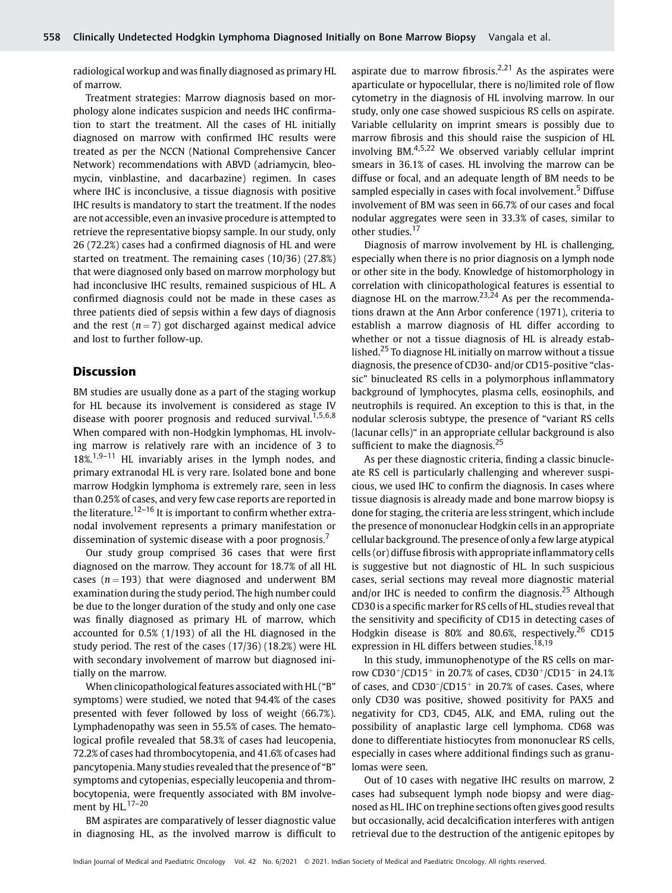radiological workup and was finally diagnosed as primary HL of marrow.

Treatment strategies: Marrow diagnosis based on morphology alone indicates suspicion and needs IHC confirmation to start the treatment. All the cases of HL initially diagnosed on marrow with confirmed IHC results were treated as per the NCCN (National Comprehensive Cancer Network) recommendations with ABVD (adriamycin, bleomycin, vinblastine, and dacarbazine) regimen. In cases where IHC is inconclusive, a tissue diagnosis with positive IHC results is mandatory to start the treatment. If the nodes are not accessible, even an invasive procedure is attempted to retrieve the representative biopsy sample. In our study, only 26 (72.2%) cases had a confirmed diagnosis of HL and were started on treatment. The remaining cases (10/36) (27.8%) that were diagnosed only based on marrow morphology but had inconclusive IHC results, remained suspicious of HL. A confirmed diagnosis could not be made in these cases as three patients died of sepsis within a few days of diagnosis and the rest ($n = 7$) got discharged against medical advice and lost to further follow-up.

## Discussion

BM studies are usually done as a part of the staging workup for HL because its involvement is considered as stage IV disease with poorer prognosis and reduced survival.[1,5,6,8] When compared with non-Hodgkin lymphomas, HL involving marrow is relatively rare with an incidence of 3 to 18%.[1,9–11] HL invariably arises in the lymph nodes, and primary extranodal HL is very rare. Isolated bone and bone marrow Hodgkin lymphoma is extremely rare, seen in less than 0.25% of cases, and very few case reports are reported in the literature.[12–16] It is important to confirm whether extranodal involvement represents a primary manifestation or dissemination of systemic disease with a poor prognosis.[7]

Our study group comprised 36 cases that were first diagnosed on the marrow. They account for 18.7% of all HL cases ($n = 193$) that were diagnosed and underwent BM examination during the study period. The high number could be due to the longer duration of the study and only one case was finally diagnosed as primary HL of marrow, which accounted for 0.5% (1/193) of all the HL diagnosed in the study period. The rest of the cases (17/36) (18.2%) were HL with secondary involvement of marrow but diagnosed initially on the marrow.

When clinicopathological features associated with HL ("B" symptoms) were studied, we noted that 94.4% of the cases presented with fever followed by loss of weight (66.7%). Lymphadenopathy was seen in 55.5% of cases. The hematological profile revealed that 58.3% of cases had leucopenia, 72.2% of cases had thrombocytopenia, and 41.6% of cases had pancytopenia. Many studies revealed that the presence of "B" symptoms and cytopenias, especially leucopenia and thrombocytopenia, were frequently associated with BM involvement by HL.[17–20]

BM aspirates are comparatively of lesser diagnostic value in diagnosing HL, as the involved marrow is difficult to aspirate due to marrow fibrosis.[2,21] As the aspirates were aparticulate or hypocellular, there is no/limited role of flow cytometry in the diagnosis of HL involving marrow. In our study, only one case showed suspicious RS cells on aspirate. Variable cellularity on imprint smears is possibly due to marrow fibrosis and this should raise the suspicion of HL involving BM.[4,5,22] We observed variably cellular imprint smears in 36.1% of cases. HL involving the marrow can be diffuse or focal, and an adequate length of BM needs to be sampled especially in cases with focal involvement.[5] Diffuse involvement of BM was seen in 66.7% of our cases and focal nodular aggregates were seen in 33.3% of cases, similar to other studies.[17]

Diagnosis of marrow involvement by HL is challenging, especially when there is no prior diagnosis on a lymph node or other site in the body. Knowledge of histomorphology in correlation with clinicopathological features is essential to diagnose HL on the marrow.[23,24] As per the recommendations drawn at the Ann Arbor conference (1971), criteria to establish a marrow diagnosis of HL differ according to whether or not a tissue diagnosis of HL is already established.[25] To diagnose HL initially on marrow without a tissue diagnosis, the presence of CD30- and/or CD15-positive "classic" binucleated RS cells in a polymorphous inflammatory background of lymphocytes, plasma cells, eosinophils, and neutrophils is required. An exception to this is that, in the nodular sclerosis subtype, the presence of "variant RS cells (lacunar cells)" in an appropriate cellular background is also sufficient to make the diagnosis.[25]

As per these diagnostic criteria, finding a classic binucleate RS cell is particularly challenging and wherever suspicious, we used IHC to confirm the diagnosis. In cases where tissue diagnosis is already made and bone marrow biopsy is done for staging, the criteria are less stringent, which include the presence of mononuclear Hodgkin cells in an appropriate cellular background. The presence of only a few large atypical cells (or) diffuse fibrosis with appropriate inflammatory cells is suggestive but not diagnostic of HL. In such suspicious cases, serial sections may reveal more diagnostic material and/or IHC is needed to confirm the diagnosis.[25] Although CD30 is a specific marker for RS cells of HL, studies reveal that the sensitivity and specificity of CD15 in detecting cases of Hodgkin disease is 80% and 80.6%, respectively.[26] CD15 expression in HL differs between studies.[18,19]

In this study, immunophenotype of the RS cells on marrow $CD30^+/CD15^+$ in 20.7% of cases, $CD30^+/CD15^-$ in 24.1% of cases, and $CD30^-/CD15^+$ in 20.7% of cases. Cases, where only CD30 was positive, showed positivity for PAX5 and negativity for CD3, CD45, ALK, and EMA, ruling out the possibility of anaplastic large cell lymphoma. CD68 was done to differentiate histiocytes from mononuclear RS cells, especially in cases where additional findings such as granulomas were seen.

Out of 10 cases with negative IHC results on marrow, 2 cases had subsequent lymph node biopsy and were diagnosed as HL. IHC on trephine sections often gives good results but occasionally, acid decalcification interferes with antigen retrieval due to the destruction of the antigenic epitopes by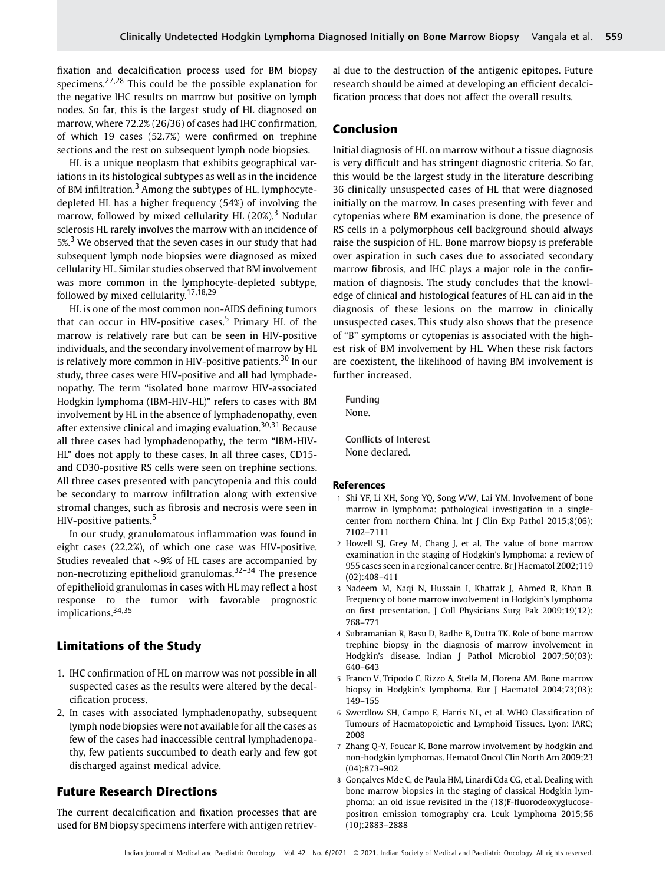fixation and decalcification process used for BM biopsy specimens.[27,28] This could be the possible explanation for the negative IHC results on marrow but positive on lymph nodes. So far, this is the largest study of HL diagnosed on marrow, where 72.2% (26/36) of cases had IHC confirmation, of which 19 cases (52.7%) were confirmed on trephine sections and the rest on subsequent lymph node biopsies.

HL is a unique neoplasm that exhibits geographical variations in its histological subtypes as well as in the incidence of BM infiltration.[3] Among the subtypes of HL, lymphocyte-depleted HL has a higher frequency (54%) of involving the marrow, followed by mixed cellularity HL (20%).[3] Nodular sclerosis HL rarely involves the marrow with an incidence of 5%.[3] We observed that the seven cases in our study that had subsequent lymph node biopsies were diagnosed as mixed cellularity HL. Similar studies observed that BM involvement was more common in the lymphocyte-depleted subtype, followed by mixed cellularity.[17,18,29]

HL is one of the most common non-AIDS defining tumors that can occur in HIV-positive cases.[5] Primary HL of the marrow is relatively rare but can be seen in HIV-positive individuals, and the secondary involvement of marrow by HL is relatively more common in HIV-positive patients.[30] In our study, three cases were HIV-positive and all had lymphadenopathy. The term "isolated bone marrow HIV-associated Hodgkin lymphoma (IBM-HIV-HL)" refers to cases with BM involvement by HL in the absence of lymphadenopathy, even after extensive clinical and imaging evaluation.[30,31] Because all three cases had lymphadenopathy, the term "IBM-HIV-HL" does not apply to these cases. In all three cases, CD15- and CD30-positive RS cells were seen on trephine sections. All three cases presented with pancytopenia and this could be secondary to marrow infiltration along with extensive stromal changes, such as fibrosis and necrosis were seen in HIV-positive patients.[5]

In our study, granulomatous inflammation was found in eight cases (22.2%), of which one case was HIV-positive. Studies revealed that ~9% of HL cases are accompanied by non-necrotizing epithelioid granulomas.[32–34] The presence of epithelioid granulomas in cases with HL may reflect a host response to the tumor with favorable prognostic implications.[34,35]

## Limitations of the Study

1. IHC confirmation of HL on marrow was not possible in all suspected cases as the results were altered by the decalcification process.
2. In cases with associated lymphadenopathy, subsequent lymph node biopsies were not available for all the cases as few of the cases had inaccessible central lymphadenopathy, few patients succumbed to death early and few got discharged against medical advice.

## Future Research Directions

The current decalcification and fixation processes that are used for BM biopsy specimens interfere with antigen retrieval due to the destruction of the antigenic epitopes. Future research should be aimed at developing an efficient decalcification process that does not affect the overall results.

## Conclusion

Initial diagnosis of HL on marrow without a tissue diagnosis is very difficult and has stringent diagnostic criteria. So far, this would be the largest study in the literature describing 36 clinically unsuspected cases of HL that were diagnosed initially on the marrow. In cases presenting with fever and cytopenias where BM examination is done, the presence of RS cells in a polymorphous cell background should always raise the suspicion of HL. Bone marrow biopsy is preferable over aspiration in such cases due to associated secondary marrow fibrosis, and IHC plays a major role in the confirmation of diagnosis. The study concludes that the knowledge of clinical and histological features of HL can aid in the diagnosis of these lesions on the marrow in clinically unsuspected cases. This study also shows that the presence of "B" symptoms or cytopenias is associated with the highest risk of BM involvement by HL. When these risk factors are coexistent, the likelihood of having BM involvement is further increased.

Funding
None.

Conflicts of Interest
None declared.

### References

1. Shi YF, Li XH, Song YQ, Song WW, Lai YM. Involvement of bone marrow in lymphoma: pathological investigation in a single-center from northern China. Int J Clin Exp Pathol 2015;8(06):7102–7111
2. Howell SJ, Grey M, Chang J, et al. The value of bone marrow examination in the staging of Hodgkin's lymphoma: a review of 955 cases seen in a regional cancer centre. Br J Haematol 2002;119(02):408–411
3. Nadeem M, Naqi N, Hussain I, Khattak J, Ahmed R, Khan B. Frequency of bone marrow involvement in Hodgkin's lymphoma on first presentation. J Coll Physicians Surg Pak 2009;19(12):768–771
4. Subramanian R, Basu D, Badhe B, Dutta TK. Role of bone marrow trephine biopsy in the diagnosis of marrow involvement in Hodgkin's disease. Indian J Pathol Microbiol 2007;50(03):640–643
5. Franco V, Tripodo C, Rizzo A, Stella M, Florena AM. Bone marrow biopsy in Hodgkin's lymphoma. Eur J Haematol 2004;73(03):149–155
6. Swerdlow SH, Campo E, Harris NL, et al. WHO Classification of Tumours of Haematopoietic and Lymphoid Tissues. Lyon: IARC; 2008
7. Zhang Q-Y, Foucar K. Bone marrow involvement by hodgkin and non-hodgkin lymphomas. Hematol Oncol Clin North Am 2009;23(04):873–902
8. Gonçalves Mde C, de Paula HM, Linardi Cda CG, et al. Dealing with bone marrow biopsies in the staging of classical Hodgkin lymphoma: an old issue revisited in the (18)F-fluorodeoxyglucose-positron emission tomography era. Leuk Lymphoma 2015;56(10):2883–2888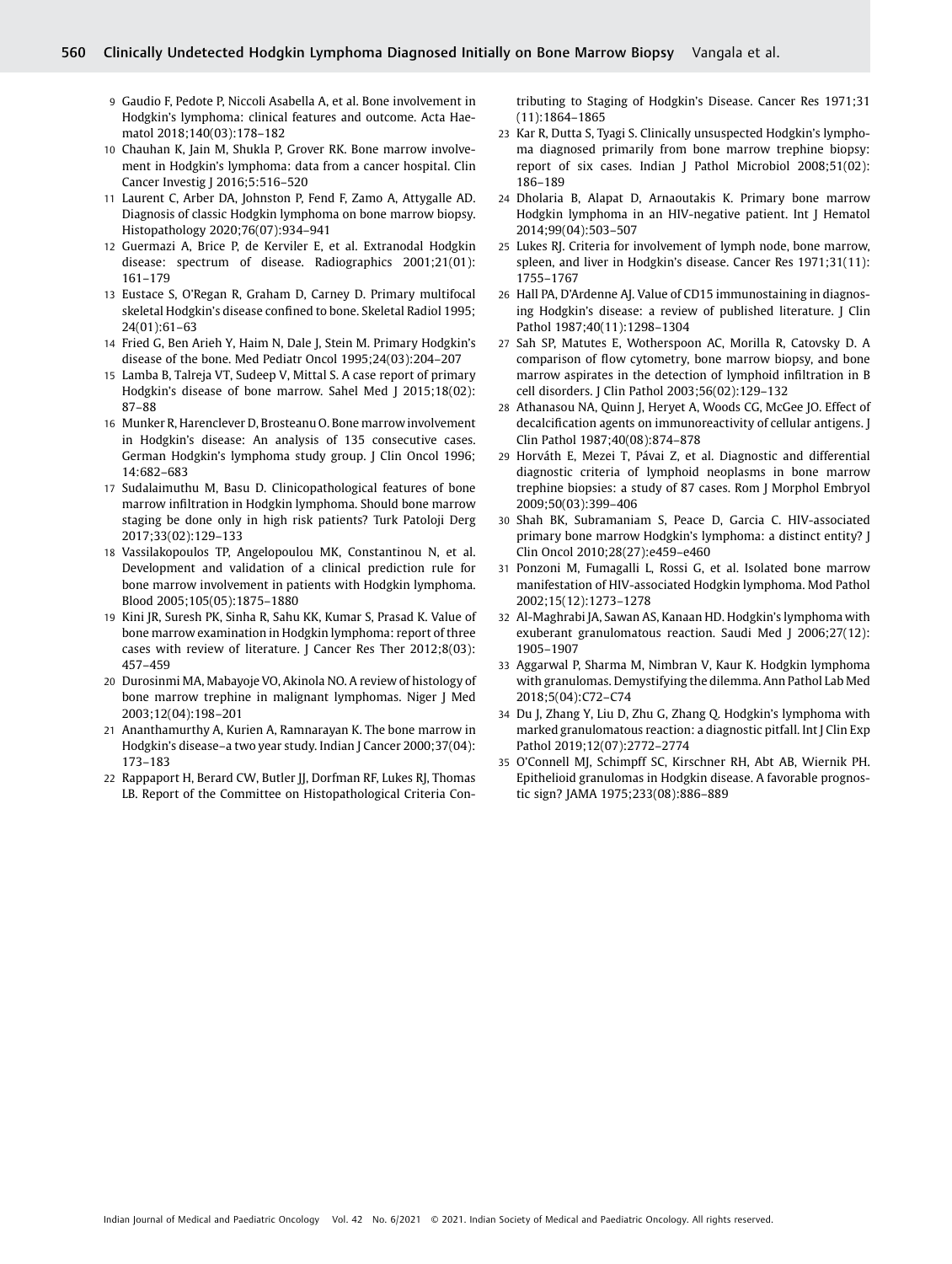9 Gaudio F, Pedote P, Niccoli Asabella A, et al. Bone involvement in Hodgkin's lymphoma: clinical features and outcome. Acta Haematol 2018;140(03):178–182

10 Chauhan K, Jain M, Shukla P, Grover RK. Bone marrow involvement in Hodgkin's lymphoma: data from a cancer hospital. Clin Cancer Investig J 2016;5:516–520

11 Laurent C, Arber DA, Johnston P, Fend F, Zamo A, Attygalle AD. Diagnosis of classic Hodgkin lymphoma on bone marrow biopsy. Histopathology 2020;76(07):934–941

12 Guermazi A, Brice P, de Kerviler E, et al. Extranodal Hodgkin disease: spectrum of disease. Radiographics 2001;21(01):161–179

13 Eustace S, O'Regan R, Graham D, Carney D. Primary multifocal skeletal Hodgkin's disease confined to bone. Skeletal Radiol 1995;24(01):61–63

14 Fried G, Ben Arieh Y, Haim N, Dale J, Stein M. Primary Hodgkin's disease of the bone. Med Pediatr Oncol 1995;24(03):204–207

15 Lamba B, Talreja VT, Sudeep V, Mittal S. A case report of primary Hodgkin's disease of bone marrow. Sahel Med J 2015;18(02):87–88

16 Munker R, Harenclever D, Brosteanu O. Bone marrow involvement in Hodgkin's disease: An analysis of 135 consecutive cases. German Hodgkin's lymphoma study group. J Clin Oncol 1996;14:682–683

17 Sudalaimuthu M, Basu D. Clinicopathological features of bone marrow infiltration in Hodgkin lymphoma. Should bone marrow staging be done only in high risk patients? Turk Patoloji Derg 2017;33(02):129–133

18 Vassilakopoulos TP, Angelopoulou MK, Constantinou N, et al. Development and validation of a clinical prediction rule for bone marrow involvement in patients with Hodgkin lymphoma. Blood 2005;105(05):1875–1880

19 Kini JR, Suresh PK, Sinha R, Sahu KK, Kumar S, Prasad K. Value of bone marrow examination in Hodgkin lymphoma: report of three cases with review of literature. J Cancer Res Ther 2012;8(03):457–459

20 Durosinmi MA, Mabayoje VO, Akinola NO. A review of histology of bone marrow trephine in malignant lymphomas. Niger J Med 2003;12(04):198–201

21 Ananthamurthy A, Kurien A, Ramnarayan K. The bone marrow in Hodgkin's disease–a two year study. Indian J Cancer 2000;37(04):173–183

22 Rappaport H, Berard CW, Butler JJ, Dorfman RF, Lukes RJ, Thomas LB. Report of the Committee on Histopathological Criteria Contributing to Staging of Hodgkin's Disease. Cancer Res 1971;31(11):1864–1865

23 Kar R, Dutta S, Tyagi S. Clinically unsuspected Hodgkin's lymphoma diagnosed primarily from bone marrow trephine biopsy: report of six cases. Indian J Pathol Microbiol 2008;51(02):186–189

24 Dholaria B, Alapat D, Arnaoutakis K. Primary bone marrow Hodgkin lymphoma in an HIV-negative patient. Int J Hematol 2014;99(04):503–507

25 Lukes RJ. Criteria for involvement of lymph node, bone marrow, spleen, and liver in Hodgkin's disease. Cancer Res 1971;31(11):1755–1767

26 Hall PA, D'Ardenne AJ. Value of CD15 immunostaining in diagnosing Hodgkin's disease: a review of published literature. J Clin Pathol 1987;40(11):1298–1304

27 Sah SP, Matutes E, Wotherspoon AC, Morilla R, Catovsky D. A comparison of flow cytometry, bone marrow biopsy, and bone marrow aspirates in the detection of lymphoid infiltration in B cell disorders. J Clin Pathol 2003;56(02):129–132

28 Athanasou NA, Quinn J, Heryet A, Woods CG, McGee JO. Effect of decalcification agents on immunoreactivity of cellular antigens. J Clin Pathol 1987;40(08):874–878

29 Horváth E, Mezei T, Pávai Z, et al. Diagnostic and differential diagnostic criteria of lymphoid neoplasms in bone marrow trephine biopsies: a study of 87 cases. Rom J Morphol Embryol 2009;50(03):399–406

30 Shah BK, Subramaniam S, Peace D, Garcia C. HIV-associated primary bone marrow Hodgkin's lymphoma: a distinct entity? J Clin Oncol 2010;28(27):e459–e460

31 Ponzoni M, Fumagalli L, Rossi G, et al. Isolated bone marrow manifestation of HIV-associated Hodgkin lymphoma. Mod Pathol 2002;15(12):1273–1278

32 Al-Maghrabi JA, Sawan AS, Kanaan HD. Hodgkin's lymphoma with exuberant granulomatous reaction. Saudi Med J 2006;27(12):1905–1907

33 Aggarwal P, Sharma M, Nimbran V, Kaur K. Hodgkin lymphoma with granulomas. Demystifying the dilemma. Ann Pathol Lab Med 2018;5(04):C72–C74

34 Du J, Zhang Y, Liu D, Zhu G, Zhang Q. Hodgkin's lymphoma with marked granulomatous reaction: a diagnostic pitfall. Int J Clin Exp Pathol 2019;12(07):2772–2774

35 O'Connell MJ, Schimpff SC, Kirschner RH, Abt AB, Wiernik PH. Epithelioid granulomas in Hodgkin disease. A favorable prognostic sign? JAMA 1975;233(08):886–889